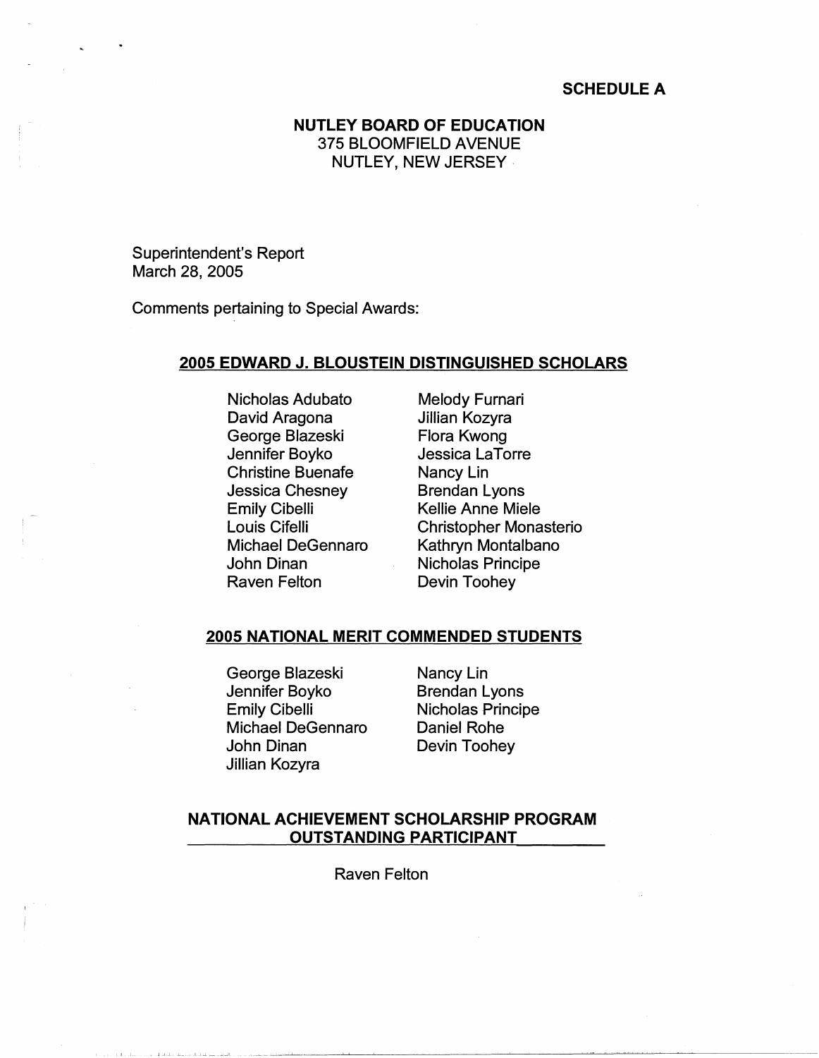**SCHEDULE A**

**NUTLEY BOARD OF EDUCATION**
375 BLOOMFIELD AVENUE
NUTLEY, NEW JERSEY

Superintendent's Report
March 28, 2005

Comments pertaining to Special Awards:

## 2005 EDWARD J. BLOUSTEIN DISTINGUISHED SCHOLARS

Nicholas Adubato
David Aragona
George Blazeski
Jennifer Boyko
Christine Buenafe
Jessica Chesney
Emily Cibelli
Louis Cifelli
Michael DeGennaro
John Dinan
Raven Felton
Melody Furnari
Jillian Kozyra
Flora Kwong
Jessica LaTorre
Nancy Lin
Brendan Lyons
Kellie Anne Miele
Christopher Monasterio
Kathryn Montalbano
Nicholas Principe
Devin Toohey

## 2005 NATIONAL MERIT COMMENDED STUDENTS

George Blazeski
Jennifer Boyko
Emily Cibelli
Michael DeGennaro
John Dinan
Jillian Kozyra
Nancy Lin
Brendan Lyons
Nicholas Principe
Daniel Rohe
Devin Toohey

## NATIONAL ACHIEVEMENT SCHOLARSHIP PROGRAM OUTSTANDING PARTICIPANT

Raven Felton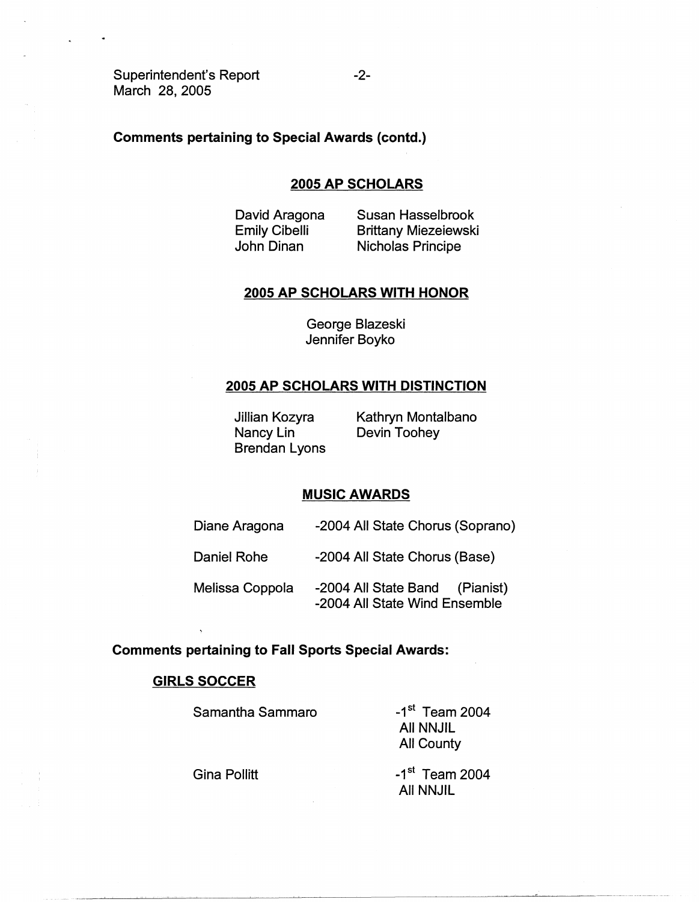**Comments pertaining to Special Awards (contd.)**

## 2005 AP SCHOLARS

David Aragona
Emily Cibelli
John Dinan
Susan Hasselbrook
Brittany Miezeiewski
Nicholas Principe

## 2005 AP SCHOLARS WITH HONOR

George Blazeski
Jennifer Boyko

## 2005 AP SCHOLARS WITH DISTINCTION

Jillian Kozyra
Nancy Lin
Brendan Lyons
Kathryn Montalbano
Devin Toohey

## MUSIC AWARDS

| | |
|---|---|
| Diane Aragona | -2004 All State Chorus (Soprano) |
| Daniel Rohe | -2004 All State Chorus (Base) |
| Melissa Coppola | -2004 All State Band (Pianist)<br>-2004 All State Wind Ensemble |

**Comments pertaining to Fall Sports Special Awards:**

### GIRLS SOCCER

| | |
|---|---|
| Samantha Sammaro | -1st Team 2004<br>All NNJIL<br>All County |
| Gina Pollitt | -1st Team 2004<br>All NNJIL |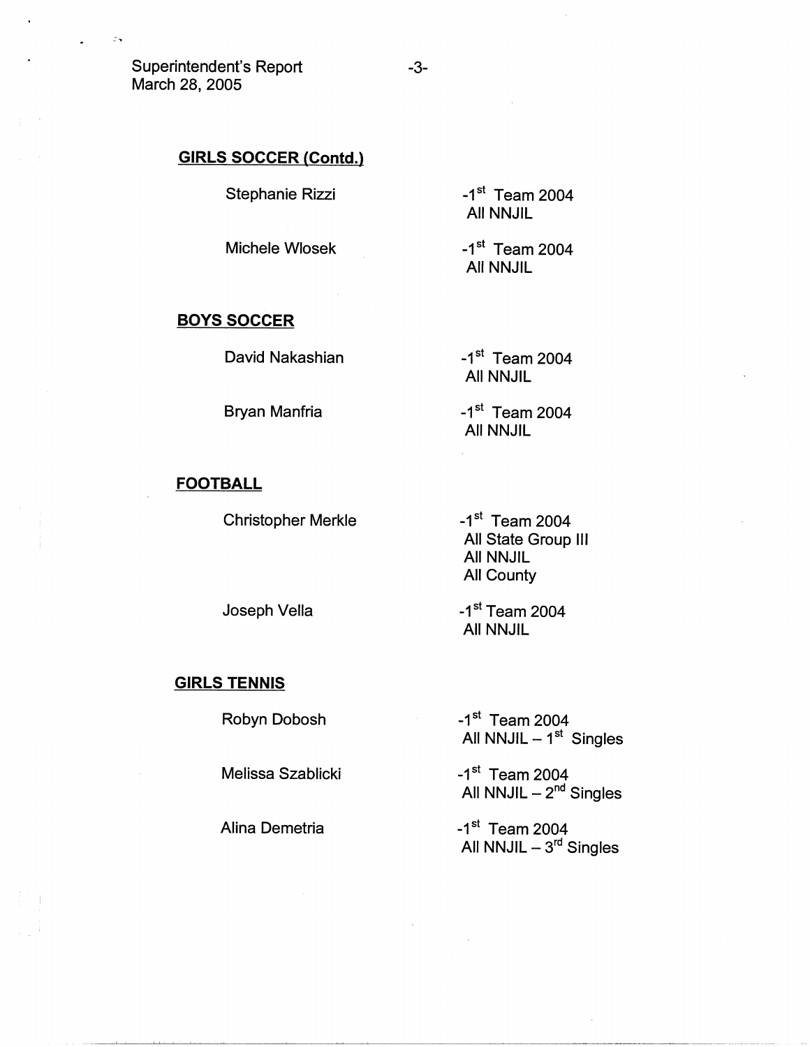**GIRLS SOCCER (Contd.)**

| | |
|---|---|
| Stephanie Rizzi | -1st Team 2004<br>All NNJIL |
| Michele Wlosek | -1st Team 2004<br>All NNJIL |

**BOYS SOCCER**

| | |
|---|---|
| David Nakashian | -1st Team 2004<br>All NNJIL |
| Bryan Manfria | -1st Team 2004<br>All NNJIL |

**FOOTBALL**

| | |
|---|---|
| Christopher Merkle | -1st Team 2004<br>All State Group III<br>All NNJIL<br>All County |
| Joseph Vella | -1st Team 2004<br>All NNJIL |

**GIRLS TENNIS**

| | |
|---|---|
| Robyn Dobosh | -1st Team 2004<br>All NNJIL – 1st Singles |
| Melissa Szablicki | -1st Team 2004<br>All NNJIL – 2nd Singles |
| Alina Demetria | -1st Team 2004<br>All NNJIL – 3rd Singles |